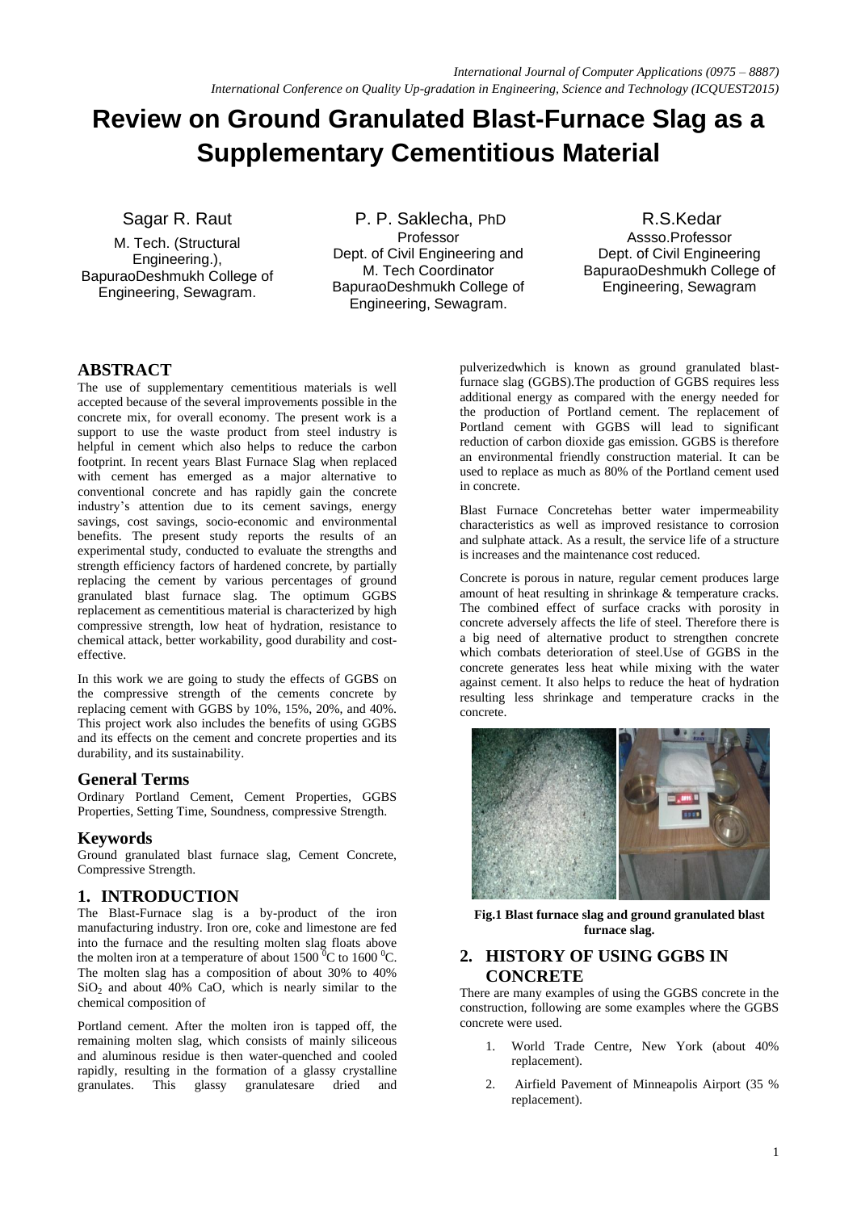# Review on Ground Granulated Blast-Furnace Slag as a Supplementary Cementitious Material

Sagar R. Raut
M. Tech. (Structural Engineering.),
BapuraoDeshmukh College of Engineering, Sewagram.

P. P. Saklecha, PhD
Professor
Dept. of Civil Engineering and M. Tech Coordinator
BapuraoDeshmukh College of Engineering, Sewagram.

R.S.Kedar
Assso.Professor
Dept. of Civil Engineering
BapuraoDeshmukh College of Engineering, Sewagram

## ABSTRACT

The use of supplementary cementitious materials is well accepted because of the several improvements possible in the concrete mix, for overall economy. The present work is a support to use the waste product from steel industry is helpful in cement which also helps to reduce the carbon footprint. In recent years Blast Furnace Slag when replaced with cement has emerged as a major alternative to conventional concrete and has rapidly gain the concrete industry's attention due to its cement savings, energy savings, cost savings, socio-economic and environmental benefits. The present study reports the results of an experimental study, conducted to evaluate the strengths and strength efficiency factors of hardened concrete, by partially replacing the cement by various percentages of ground granulated blast furnace slag. The optimum GGBS replacement as cementitious material is characterized by high compressive strength, low heat of hydration, resistance to chemical attack, better workability, good durability and cost-effective.

In this work we are going to study the effects of GGBS on the compressive strength of the cements concrete by replacing cement with GGBS by 10%, 15%, 20%, and 40%. This project work also includes the benefits of using GGBS and its effects on the cement and concrete properties and its durability, and its sustainability.

## General Terms

Ordinary Portland Cement, Cement Properties, GGBS Properties, Setting Time, Soundness, compressive Strength.

## Keywords

Ground granulated blast furnace slag, Cement Concrete, Compressive Strength.

## 1. INTRODUCTION

The Blast-Furnace slag is a by-product of the iron manufacturing industry. Iron ore, coke and limestone are fed into the furnace and the resulting molten slag floats above the molten iron at a temperature of about 1500 $^0$C to 1600 $^0$C. The molten slag has a composition of about 30% to 40% $SiO_2$ and about 40% CaO, which is nearly similar to the chemical composition of

Portland cement. After the molten iron is tapped off, the remaining molten slag, which consists of mainly siliceous and aluminous residue is then water-quenched and cooled rapidly, resulting in the formation of a glassy crystalline granulates. This glassy granulatesare dried and pulverizedwhich is known as ground granulated blast-furnace slag (GGBS).The production of GGBS requires less additional energy as compared with the energy needed for the production of Portland cement. The replacement of Portland cement with GGBS will lead to significant reduction of carbon dioxide gas emission. GGBS is therefore an environmental friendly construction material. It can be used to replace as much as 80% of the Portland cement used in concrete.

Blast Furnace Concretehas better water impermeability characteristics as well as improved resistance to corrosion and sulphate attack. As a result, the service life of a structure is increases and the maintenance cost reduced.

Concrete is porous in nature, regular cement produces large amount of heat resulting in shrinkage & temperature cracks. The combined effect of surface cracks with porosity in concrete adversely affects the life of steel. Therefore there is a big need of alternative product to strengthen concrete which combats deterioration of steel.Use of GGBS in the concrete generates less heat while mixing with the water against cement. It also helps to reduce the heat of hydration resulting less shrinkage and temperature cracks in the concrete.

**Fig.1 Blast furnace slag and ground granulated blast furnace slag.**

## 2. HISTORY OF USING GGBS IN CONCRETE

There are many examples of using the GGBS concrete in the construction, following are some examples where the GGBS concrete were used.

1. World Trade Centre, New York (about 40% replacement).
2. Airfield Pavement of Minneapolis Airport (35 % replacement).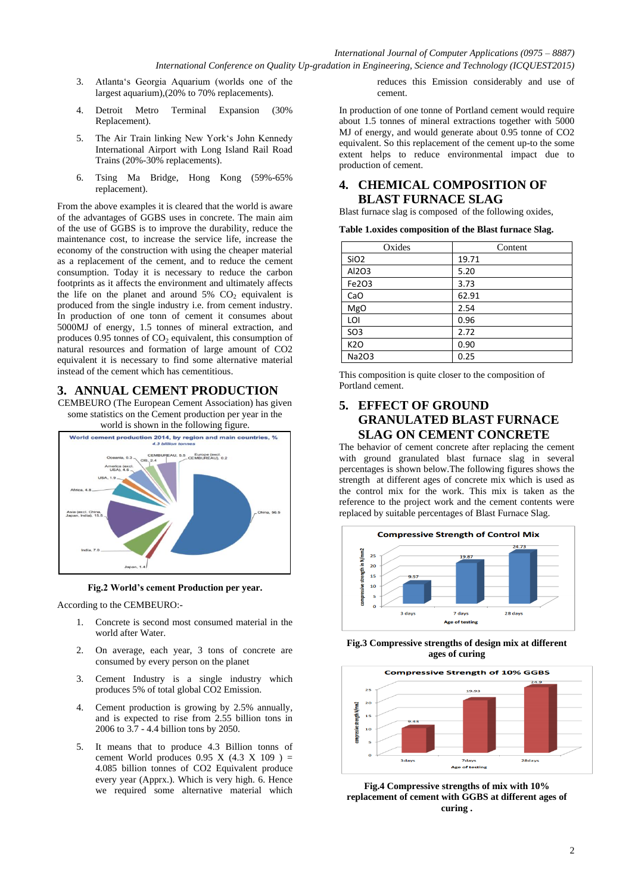3. Atlanta's Georgia Aquarium (worlds one of the largest aquarium),(20% to 70% replacements).

4. Detroit Metro Terminal Expansion (30% Replacement).

5. The Air Train linking New York's John Kennedy International Airport with Long Island Rail Road Trains (20%-30% replacements).

6. Tsing Ma Bridge, Hong Kong (59%-65% replacement).

From the above examples it is cleared that the world is aware of the advantages of GGBS uses in concrete. The main aim of the use of GGBS is to improve the durability, reduce the maintenance cost, to increase the service life, increase the economy of the construction with using the cheaper material as a replacement of the cement, and to reduce the cement consumption. Today it is necessary to reduce the carbon footprints as it affects the environment and ultimately affects the life on the planet and around 5% $CO_2$ equivalent is produced from the single industry i.e. from cement industry. In production of one tonn of cement it consumes about 5000MJ of energy, 1.5 tonnes of mineral extraction, and produces 0.95 tonnes of $CO_2$ equivalent, this consumption of natural resources and formation of large amount of CO2 equivalent it is necessary to find some alternative material instead of the cement which has cementitious.

## 3. ANNUAL CEMENT PRODUCTION

CEMBEURO (The European Cement Association) has given some statistics on the Cement production per year in the world is shown in the following figure.

**Fig.2 World's cement Production per year.**

According to the CEMBEURO:-

1. Concrete is second most consumed material in the world after Water.

2. On average, each year, 3 tons of concrete are consumed by every person on the planet

3. Cement Industry is a single industry which produces 5% of total global CO2 Emission.

4. Cement production is growing by 2.5% annually, and is expected to rise from 2.55 billion tons in 2006 to 3.7 - 4.4 billion tons by 2050.

5. It means that to produce 4.3 Billion tonns of cement World produces 0.95 X (4.3 X 109 ) = 4.085 billion tonnes of CO2 Equivalent produce every year (Apprx.). Which is very high. 6. Hence we required some alternative material which reduces this Emission considerably and use of cement.

In production of one tonne of Portland cement would require about 1.5 tonnes of mineral extractions together with 5000 MJ of energy, and would generate about 0.95 tonne of CO2 equivalent. So this replacement of the cement up-to the some extent helps to reduce environmental impact due to production of cement.

## 4. CHEMICAL COMPOSITION OF BLAST FURNACE SLAG

Blast furnace slag is composed of the following oxides,

**Table 1.oxides composition of the Blast furnace Slag.**

| Oxides | Content |
|---|---|
| SiO2 | 19.71 |
| Al2O3 | 5.20 |
| Fe2O3 | 3.73 |
| CaO | 62.91 |
| MgO | 2.54 |
| LOI | 0.96 |
| SO3 | 2.72 |
| K2O | 0.90 |
| Na2O3 | 0.25 |

This composition is quite closer to the composition of Portland cement.

## 5. EFFECT OF GROUND GRANULATED BLAST FURNACE SLAG ON CEMENT CONCRETE

The behavior of cement concrete after replacing the cement with ground granulated blast furnace slag in several percentages is shown below.The following figures shows the strength at different ages of concrete mix which is used as the control mix for the work. This mix is taken as the reference to the project work and the cement contents were replaced by suitable percentages of Blast Furnace Slag.

**Fig.3 Compressive strengths of design mix at different ages of curing**

**Fig.4 Compressive strengths of mix with 10% replacement of cement with GGBS at different ages of curing .**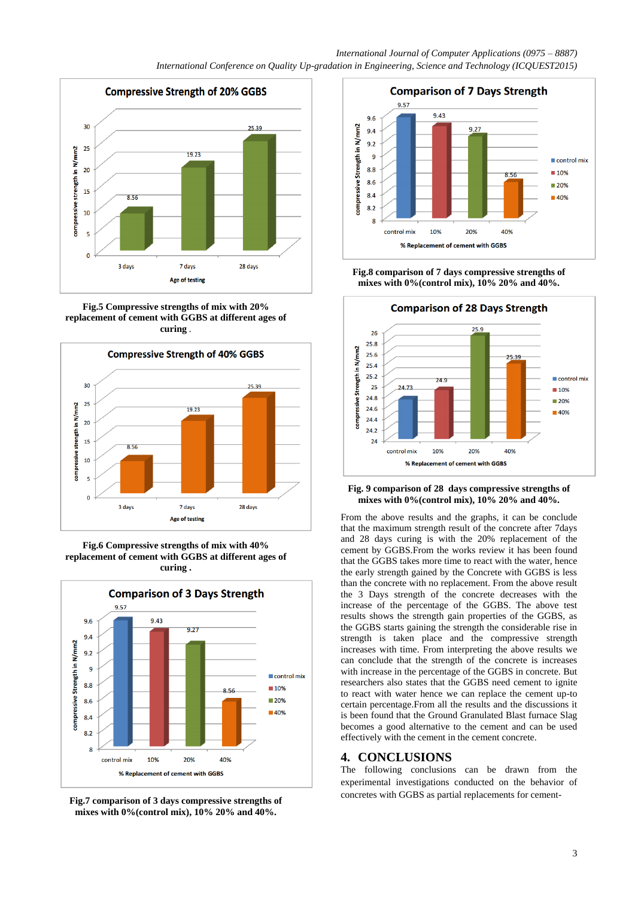Fig.5 Compressive strengths of mix with 20% replacement of cement with GGBS at different ages of curing .

Fig.6 Compressive strengths of mix with 40% replacement of cement with GGBS at different ages of curing .

Fig.7 comparison of 3 days compressive strengths of mixes with 0%(control mix), 10% 20% and 40%.

Fig.8 comparison of 7 days compressive strengths of mixes with 0%(control mix), 10% 20% and 40%.

Fig. 9 comparison of 28 days compressive strengths of mixes with 0%(control mix), 10% 20% and 40%.

From the above results and the graphs, it can be conclude that the maximum strength result of the concrete after 7days and 28 days curing is with the 20% replacement of the cement by GGBS.From the works review it has been found that the GGBS takes more time to react with the water, hence the early strength gained by the Concrete with GGBS is less than the concrete with no replacement. From the above result the 3 Days strength of the concrete decreases with the increase of the percentage of the GGBS. The above test results shows the strength gain properties of the GGBS, as the GGBS starts gaining the strength the considerable rise in strength is taken place and the compressive strength increases with time. From interpreting the above results we can conclude that the strength of the concrete is increases with increase in the percentage of the GGBS in concrete. But researchers also states that the GGBS need cement to ignite to react with water hence we can replace the cement up-to certain percentage.From all the results and the discussions it is been found that the Ground Granulated Blast furnace Slag becomes a good alternative to the cement and can be used effectively with the cement in the cement concrete.

## 4. CONCLUSIONS

The following conclusions can be drawn from the experimental investigations conducted on the behavior of concretes with GGBS as partial replacements for cement-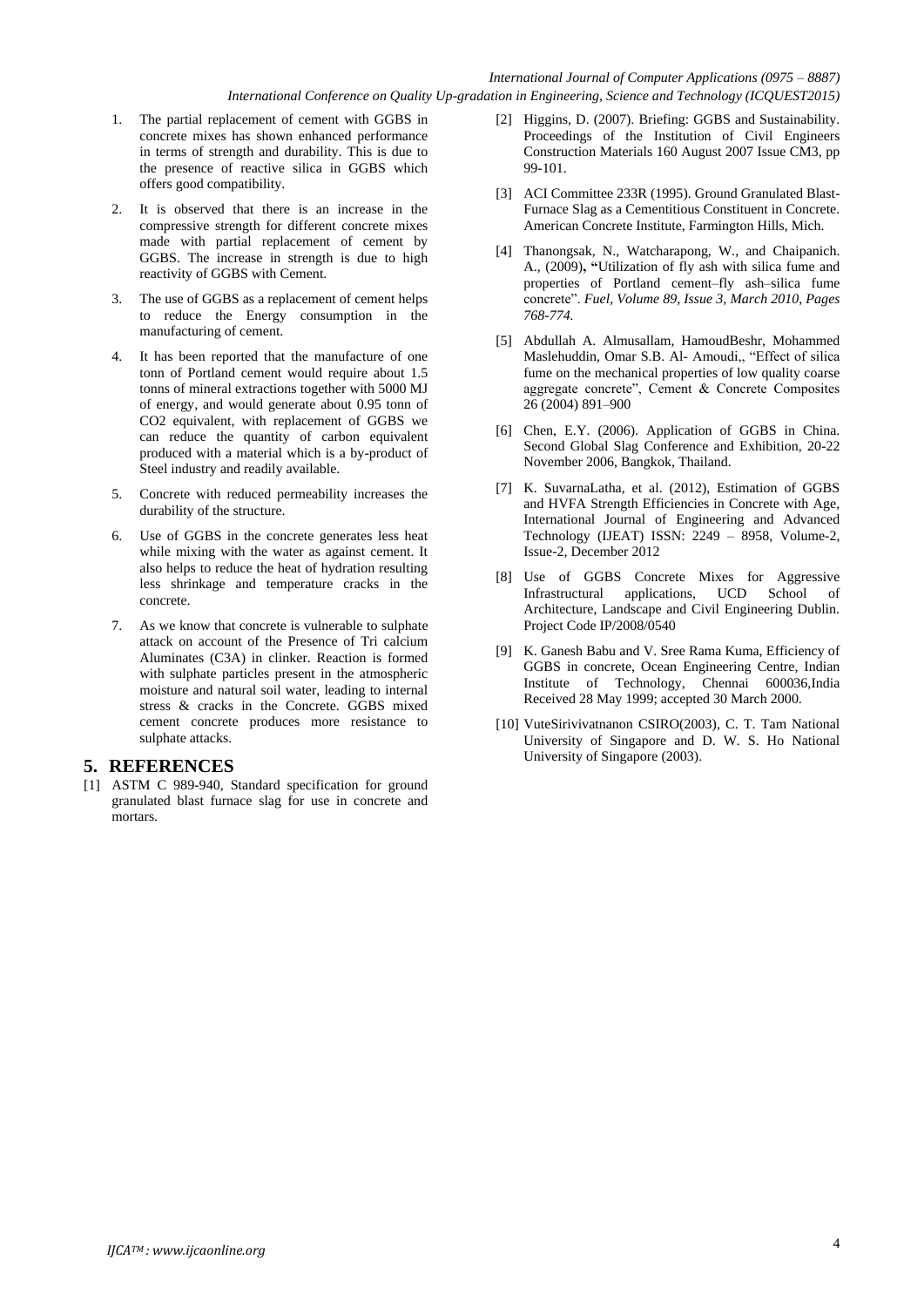1. The partial replacement of cement with GGBS in concrete mixes has shown enhanced performance in terms of strength and durability. This is due to the presence of reactive silica in GGBS which offers good compatibility.

2. It is observed that there is an increase in the compressive strength for different concrete mixes made with partial replacement of cement by GGBS. The increase in strength is due to high reactivity of GGBS with Cement.

3. The use of GGBS as a replacement of cement helps to reduce the Energy consumption in the manufacturing of cement.

4. It has been reported that the manufacture of one tonn of Portland cement would require about 1.5 tonns of mineral extractions together with 5000 MJ of energy, and would generate about 0.95 tonn of $CO_2$ equivalent, with replacement of GGBS we can reduce the quantity of carbon equivalent produced with a material which is a by-product of Steel industry and readily available.

5. Concrete with reduced permeability increases the durability of the structure.

6. Use of GGBS in the concrete generates less heat while mixing with the water as against cement. It also helps to reduce the heat of hydration resulting less shrinkage and temperature cracks in the concrete.

7. As we know that concrete is vulnerable to sulphate attack on account of the Presence of Tri calcium Aluminates ($C_3A$) in clinker. Reaction is formed with sulphate particles present in the atmospheric moisture and natural soil water, leading to internal stress & cracks in the Concrete. GGBS mixed cement concrete produces more resistance to sulphate attacks.

## 5. REFERENCES

[1] ASTM C 989-940, Standard specification for ground granulated blast furnace slag for use in concrete and mortars.

[2] Higgins, D. (2007). Briefing: GGBS and Sustainability. Proceedings of the Institution of Civil Engineers Construction Materials 160 August 2007 Issue CM3, pp 99-101.

[3] ACI Committee 233R (1995). Ground Granulated Blast-Furnace Slag as a Cementitious Constituent in Concrete. American Concrete Institute, Farmington Hills, Mich.

[4] Thanongsak, N., Watcharapong, W., and Chaipanich. A., (2009)**, "**Utilization of fly ash with silica fume and properties of Portland cement–fly ash–silica fume concrete". *Fuel, Volume 89, Issue 3, March 2010, Pages 768-774.*

[5] Abdullah A. Almusallam, HamoudBeshr, Mohammed Maslehuddin, Omar S.B. Al- Amoudi,, "Effect of silica fume on the mechanical properties of low quality coarse aggregate concrete", Cement & Concrete Composites 26 (2004) 891–900

[6] Chen, E.Y. (2006). Application of GGBS in China. Second Global Slag Conference and Exhibition, 20-22 November 2006, Bangkok, Thailand.

[7] K. SuvarnaLatha, et al. (2012), Estimation of GGBS and HVFA Strength Efficiencies in Concrete with Age, International Journal of Engineering and Advanced Technology (IJEAT) ISSN: 2249 – 8958, Volume-2, Issue-2, December 2012

[8] Use of GGBS Concrete Mixes for Aggressive Infrastructural applications, UCD School of Architecture, Landscape and Civil Engineering Dublin. Project Code IP/2008/0540

[9] K. Ganesh Babu and V. Sree Rama Kuma, Efficiency of GGBS in concrete, Ocean Engineering Centre, Indian Institute of Technology, Chennai 600036,India Received 28 May 1999; accepted 30 March 2000.

[10] VuteSirivivatnanon CSIRO(2003), C. T. Tam National University of Singapore and D. W. S. Ho National University of Singapore (2003).